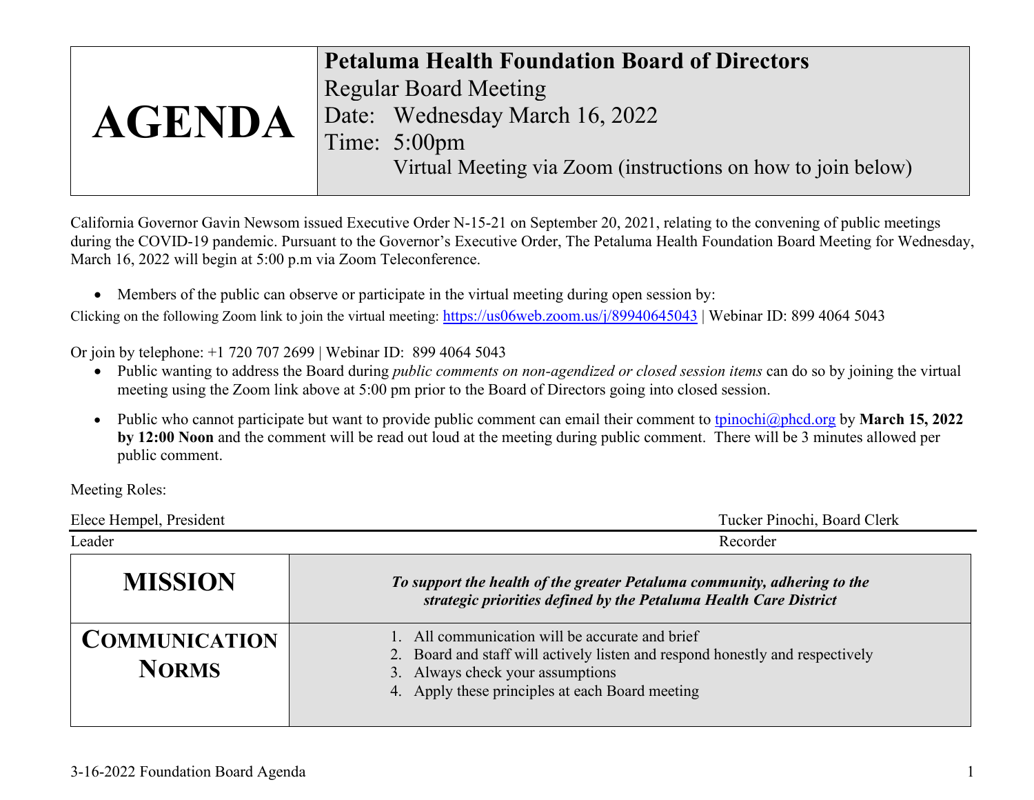| AGENDA | **Petaluma Health Foundation Board of Directors**<br>Regular Board Meeting<br>Date: Wednesday March 16, 2022<br>Time: 5:00pm<br>Virtual Meeting via Zoom (instructions on how to join below) |
|---|---|

California Governor Gavin Newsom issued Executive Order N-15-21 on September 20, 2021, relating to the convening of public meetings during the COVID-19 pandemic. Pursuant to the Governor's Executive Order, The Petaluma Health Foundation Board Meeting for Wednesday, March 16, 2022 will begin at 5:00 p.m via Zoom Teleconference.

- Members of the public can observe or participate in the virtual meeting during open session by:

Clicking on the following Zoom link to join the virtual meeting: https://us06web.zoom.us/j/89940645043 | Webinar ID: 899 4064 5043

Or join by telephone: +1 720 707 2699 | Webinar ID: 899 4064 5043

- Public wanting to address the Board during *public comments on non-agendized or closed session items* can do so by joining the virtual meeting using the Zoom link above at 5:00 pm prior to the Board of Directors going into closed session.
- Public who cannot participate but want to provide public comment can email their comment to tpinochi@phcd.org by **March 15, 2022 by 12:00 Noon** and the comment will be read out loud at the meeting during public comment. There will be 3 minutes allowed per public comment.

Meeting Roles:

| Elece Hempel, President | Tucker Pinochi, Board Clerk |
|---|---|
| Leader | Recorder |

| **MISSION** | ***To support the health of the greater Petaluma community, adhering to the strategic priorities defined by the Petaluma Health Care District*** |
|---|---|
| **COMMUNICATION NORMS** | 1. All communication will be accurate and brief<br>2. Board and staff will actively listen and respond honestly and respectively<br>3. Always check your assumptions<br>4. Apply these principles at each Board meeting |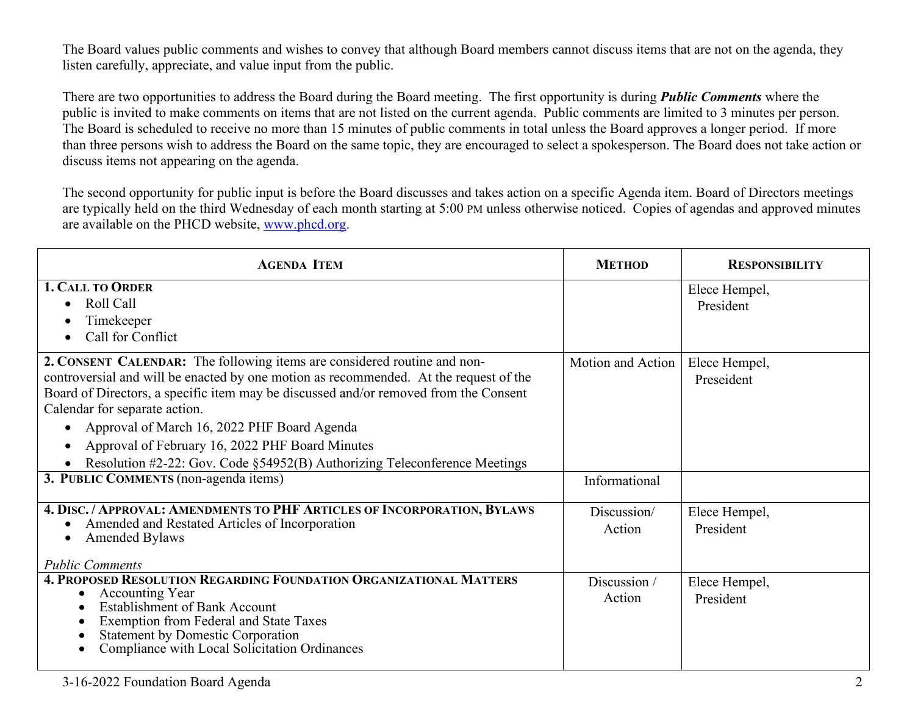The Board values public comments and wishes to convey that although Board members cannot discuss items that are not on the agenda, they listen carefully, appreciate, and value input from the public.

There are two opportunities to address the Board during the Board meeting. The first opportunity is during ***Public Comments*** where the public is invited to make comments on items that are not listed on the current agenda. Public comments are limited to 3 minutes per person. The Board is scheduled to receive no more than 15 minutes of public comments in total unless the Board approves a longer period. If more than three persons wish to address the Board on the same topic, they are encouraged to select a spokesperson. The Board does not take action or discuss items not appearing on the agenda.

The second opportunity for public input is before the Board discusses and takes action on a specific Agenda item. Board of Directors meetings are typically held on the third Wednesday of each month starting at 5:00 PM unless otherwise noticed. Copies of agendas and approved minutes are available on the PHCD website, www.phcd.org.

| **AGENDA ITEM** | **METHOD** | **RESPONSIBILITY** |
|---|---|---|
| **1. CALL TO ORDER**<br>• Roll Call<br>• Timekeeper<br>• Call for Conflict | | Elece Hempel, President |
| **2. CONSENT CALENDAR:** The following items are considered routine and non-controversial and will be enacted by one motion as recommended. At the request of the Board of Directors, a specific item may be discussed and/or removed from the Consent Calendar for separate action.<br>• Approval of March 16, 2022 PHF Board Agenda<br>• Approval of February 16, 2022 PHF Board Minutes<br>• Resolution #2-22: Gov. Code §54952(B) Authorizing Teleconference Meetings | Motion and Action | Elece Hempel, Preseident |
| **3. PUBLIC COMMENTS** (non-agenda items) | Informational | |
| **4. DISC. / APPROVAL: AMENDMENTS TO PHF ARTICLES OF INCORPORATION, BYLAWS**<br>• Amended and Restated Articles of Incorporation<br>• Amended Bylaws<br><br>*Public Comments* | Discussion/ Action | Elece Hempel, President |
| **4. PROPOSED RESOLUTION REGARDING FOUNDATION ORGANIZATIONAL MATTERS**<br>• Accounting Year<br>• Establishment of Bank Account<br>• Exemption from Federal and State Taxes<br>• Statement by Domestic Corporation<br>• Compliance with Local Solicitation Ordinances | Discussion / Action | Elece Hempel, President |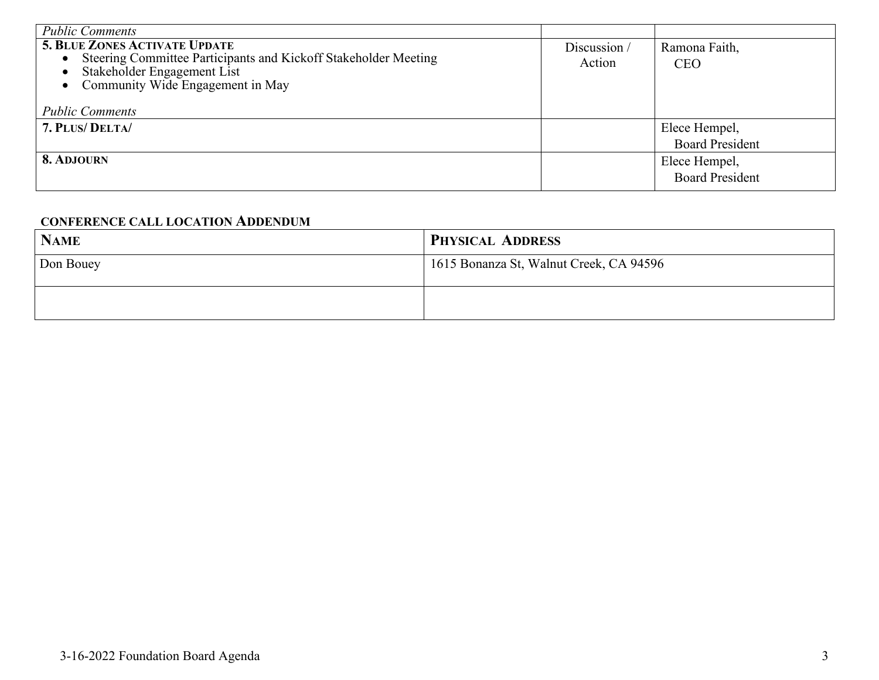| | | |
|---|---|---|
| *Public Comments* | | |
| **5. Blue Zones Activate Update**<br>• Steering Committee Participants and Kickoff Stakeholder Meeting<br>• Stakeholder Engagement List<br>• Community Wide Engagement in May<br><br>*Public Comments* | Discussion / Action | Ramona Faith, CEO |
| **7. Plus/ Delta/** | | Elece Hempel, Board President |
| **8. Adjourn** | | Elece Hempel, Board President |

**CONFERENCE CALL LOCATION ADDENDUM**

| **Name** | **Physical Address** |
|---|---|
| Don Bouey | 1615 Bonanza St, Walnut Creek, CA 94596 |
| | |